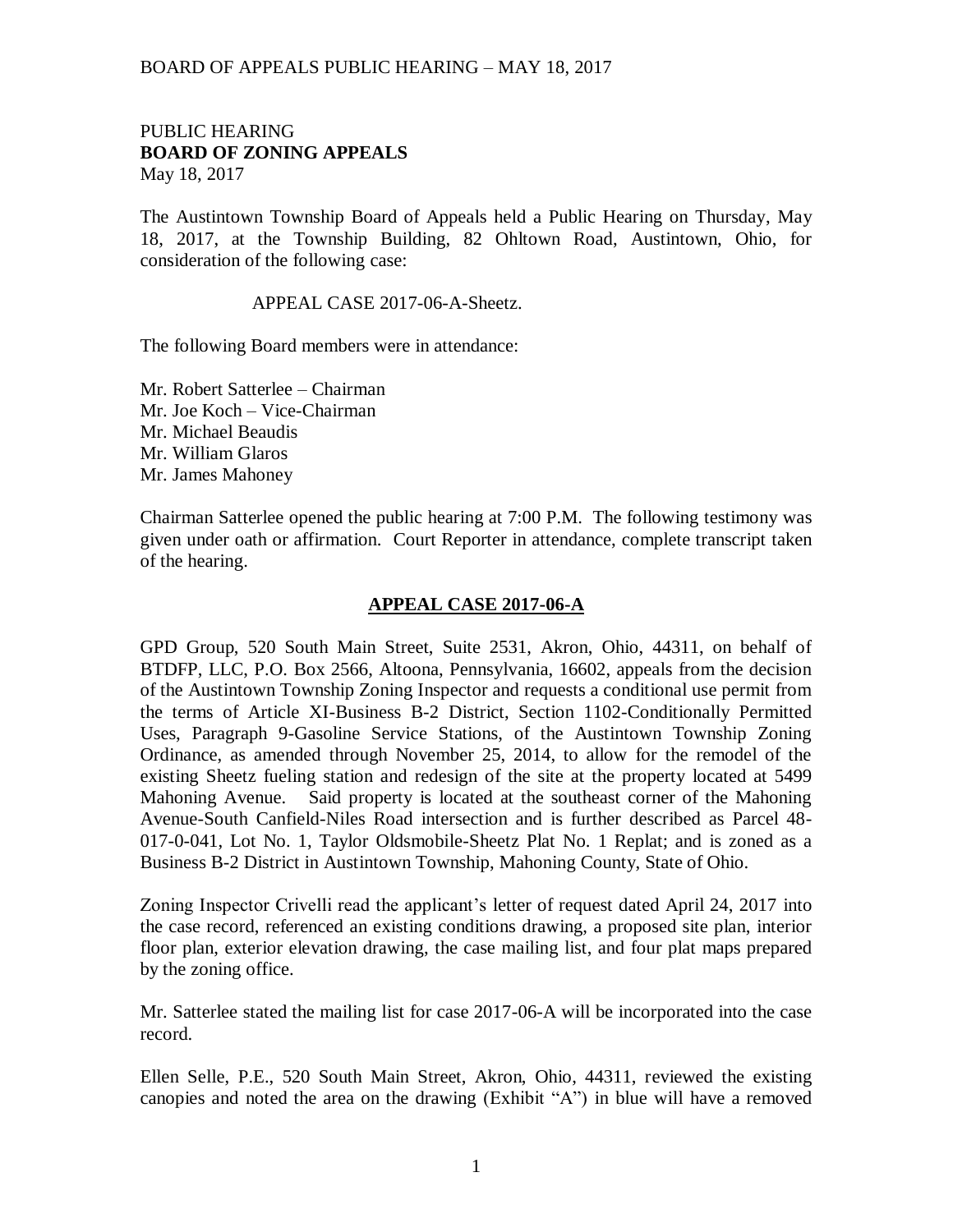PUBLIC HEARING
**BOARD OF ZONING APPEALS**
May 18, 2017

The Austintown Township Board of Appeals held a Public Hearing on Thursday, May 18, 2017, at the Township Building, 82 Ohltown Road, Austintown, Ohio, for consideration of the following case:

APPEAL CASE 2017-06-A-Sheetz.

The following Board members were in attendance:

Mr. Robert Satterlee – Chairman
Mr. Joe Koch – Vice-Chairman
Mr. Michael Beaudis
Mr. William Glaros
Mr. James Mahoney

Chairman Satterlee opened the public hearing at 7:00 P.M. The following testimony was given under oath or affirmation. Court Reporter in attendance, complete transcript taken of the hearing.

## APPEAL CASE 2017-06-A

GPD Group, 520 South Main Street, Suite 2531, Akron, Ohio, 44311, on behalf of BTDFP, LLC, P.O. Box 2566, Altoona, Pennsylvania, 16602, appeals from the decision of the Austintown Township Zoning Inspector and requests a conditional use permit from the terms of Article XI-Business B-2 District, Section 1102-Conditionally Permitted Uses, Paragraph 9-Gasoline Service Stations, of the Austintown Township Zoning Ordinance, as amended through November 25, 2014, to allow for the remodel of the existing Sheetz fueling station and redesign of the site at the property located at 5499 Mahoning Avenue. Said property is located at the southeast corner of the Mahoning Avenue-South Canfield-Niles Road intersection and is further described as Parcel 48-017-0-041, Lot No. 1, Taylor Oldsmobile-Sheetz Plat No. 1 Replat; and is zoned as a Business B-2 District in Austintown Township, Mahoning County, State of Ohio.

Zoning Inspector Crivelli read the applicant's letter of request dated April 24, 2017 into the case record, referenced an existing conditions drawing, a proposed site plan, interior floor plan, exterior elevation drawing, the case mailing list, and four plat maps prepared by the zoning office.

Mr. Satterlee stated the mailing list for case 2017-06-A will be incorporated into the case record.

Ellen Selle, P.E., 520 South Main Street, Akron, Ohio, 44311, reviewed the existing canopies and noted the area on the drawing (Exhibit "A") in blue will have a removed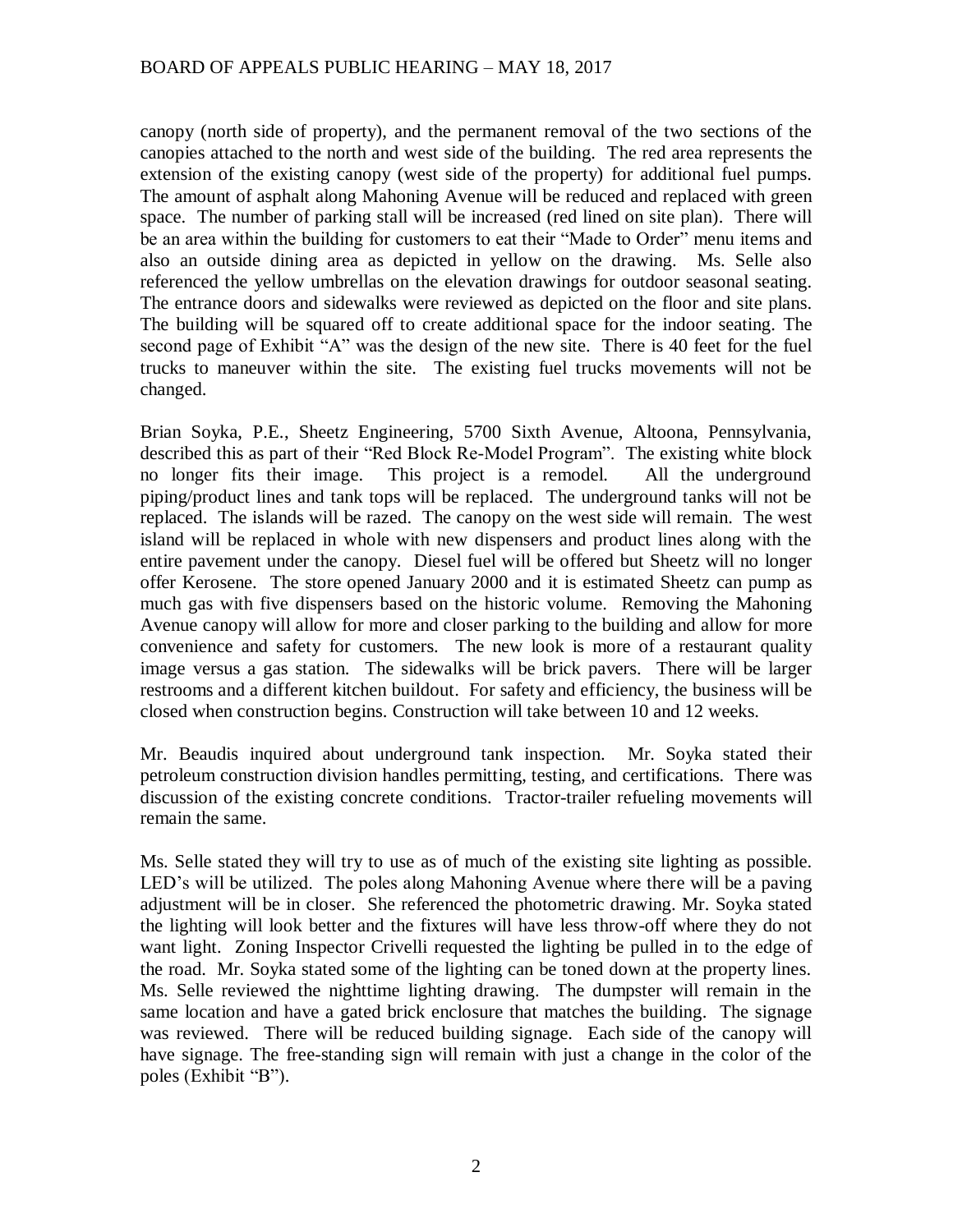canopy (north side of property), and the permanent removal of the two sections of the canopies attached to the north and west side of the building. The red area represents the extension of the existing canopy (west side of the property) for additional fuel pumps. The amount of asphalt along Mahoning Avenue will be reduced and replaced with green space. The number of parking stall will be increased (red lined on site plan). There will be an area within the building for customers to eat their "Made to Order" menu items and also an outside dining area as depicted in yellow on the drawing. Ms. Selle also referenced the yellow umbrellas on the elevation drawings for outdoor seasonal seating. The entrance doors and sidewalks were reviewed as depicted on the floor and site plans. The building will be squared off to create additional space for the indoor seating. The second page of Exhibit "A" was the design of the new site. There is 40 feet for the fuel trucks to maneuver within the site. The existing fuel trucks movements will not be changed.

Brian Soyka, P.E., Sheetz Engineering, 5700 Sixth Avenue, Altoona, Pennsylvania, described this as part of their "Red Block Re-Model Program". The existing white block no longer fits their image. This project is a remodel. All the underground piping/product lines and tank tops will be replaced. The underground tanks will not be replaced. The islands will be razed. The canopy on the west side will remain. The west island will be replaced in whole with new dispensers and product lines along with the entire pavement under the canopy. Diesel fuel will be offered but Sheetz will no longer offer Kerosene. The store opened January 2000 and it is estimated Sheetz can pump as much gas with five dispensers based on the historic volume. Removing the Mahoning Avenue canopy will allow for more and closer parking to the building and allow for more convenience and safety for customers. The new look is more of a restaurant quality image versus a gas station. The sidewalks will be brick pavers. There will be larger restrooms and a different kitchen buildout. For safety and efficiency, the business will be closed when construction begins. Construction will take between 10 and 12 weeks.

Mr. Beaudis inquired about underground tank inspection. Mr. Soyka stated their petroleum construction division handles permitting, testing, and certifications. There was discussion of the existing concrete conditions. Tractor-trailer refueling movements will remain the same.

Ms. Selle stated they will try to use as of much of the existing site lighting as possible. LED's will be utilized. The poles along Mahoning Avenue where there will be a paving adjustment will be in closer. She referenced the photometric drawing. Mr. Soyka stated the lighting will look better and the fixtures will have less throw-off where they do not want light. Zoning Inspector Crivelli requested the lighting be pulled in to the edge of the road. Mr. Soyka stated some of the lighting can be toned down at the property lines. Ms. Selle reviewed the nighttime lighting drawing. The dumpster will remain in the same location and have a gated brick enclosure that matches the building. The signage was reviewed. There will be reduced building signage. Each side of the canopy will have signage. The free-standing sign will remain with just a change in the color of the poles (Exhibit "B").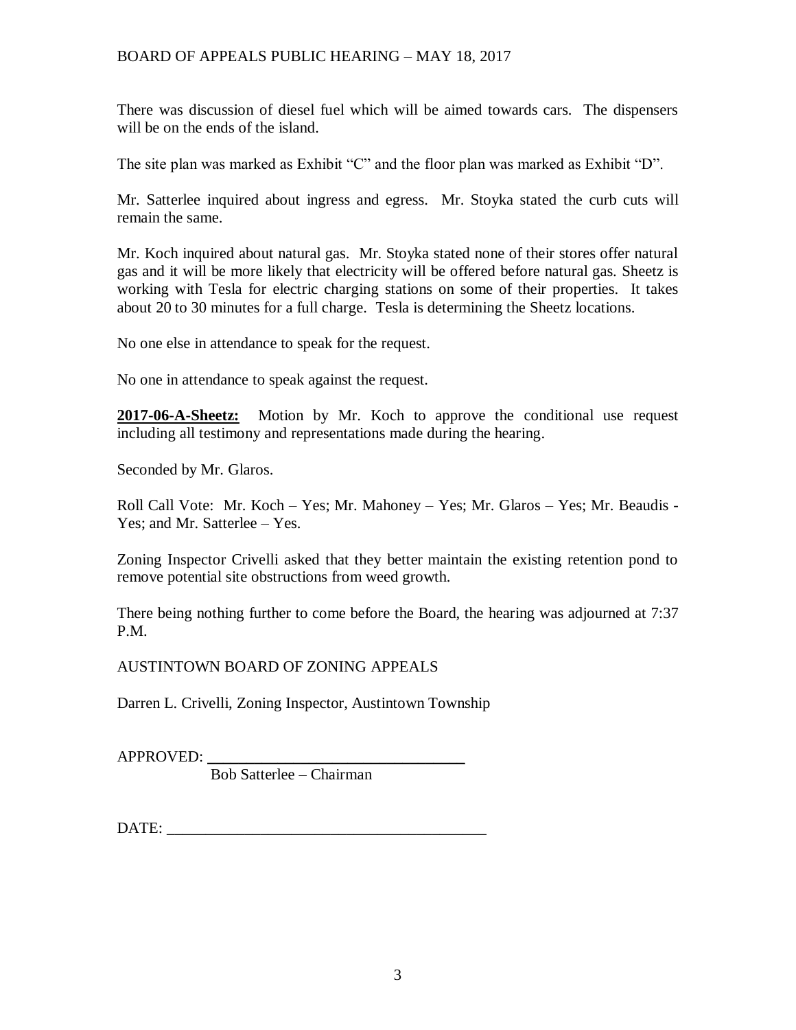There was discussion of diesel fuel which will be aimed towards cars. The dispensers will be on the ends of the island.

The site plan was marked as Exhibit "C" and the floor plan was marked as Exhibit "D".

Mr. Satterlee inquired about ingress and egress. Mr. Stoyka stated the curb cuts will remain the same.

Mr. Koch inquired about natural gas. Mr. Stoyka stated none of their stores offer natural gas and it will be more likely that electricity will be offered before natural gas. Sheetz is working with Tesla for electric charging stations on some of their properties. It takes about 20 to 30 minutes for a full charge. Tesla is determining the Sheetz locations.

No one else in attendance to speak for the request.

No one in attendance to speak against the request.

**2017-06-A-Sheetz:** Motion by Mr. Koch to approve the conditional use request including all testimony and representations made during the hearing.

Seconded by Mr. Glaros.

Roll Call Vote: Mr. Koch – Yes; Mr. Mahoney – Yes; Mr. Glaros – Yes; Mr. Beaudis - Yes; and Mr. Satterlee – Yes.

Zoning Inspector Crivelli asked that they better maintain the existing retention pond to remove potential site obstructions from weed growth.

There being nothing further to come before the Board, the hearing was adjourned at 7:37 P.M.

AUSTINTOWN BOARD OF ZONING APPEALS

Darren L. Crivelli, Zoning Inspector, Austintown Township

APPROVED: \_\_\_\_\_\_\_\_\_\_\_\_\_\_\_\_\_\_\_\_\_\_\_\_\_\_\_\_\_\_\_\_\_\_

Bob Satterlee – Chairman

DATE: \_\_\_\_\_\_\_\_\_\_\_\_\_\_\_\_\_\_\_\_\_\_\_\_\_\_\_\_\_\_\_\_\_\_\_\_\_\_\_\_